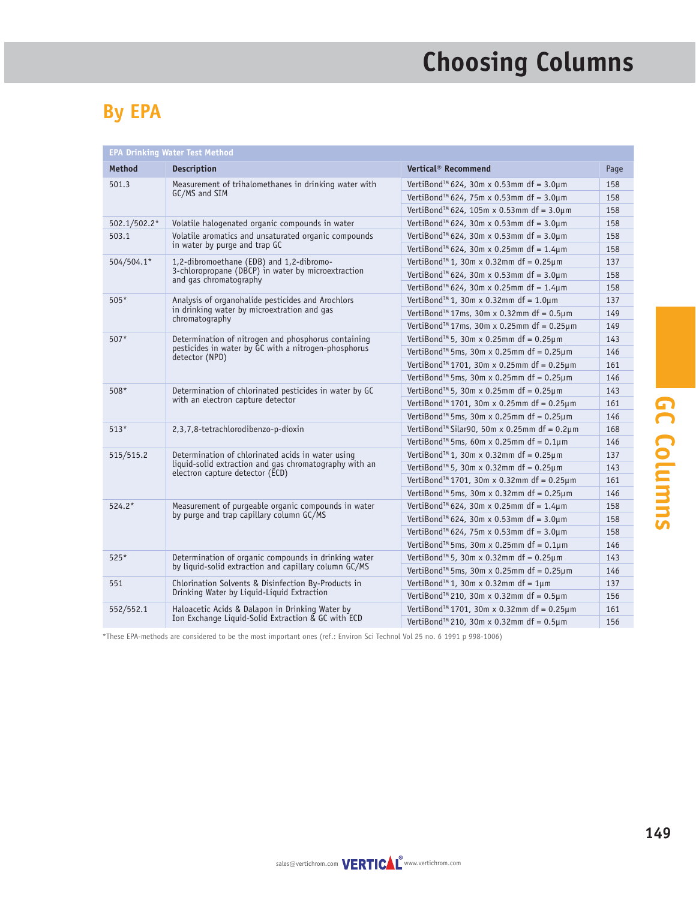# Choosing Columns

## By EPA

| EPA Drinking Water Test Method | | | |
|---|---|---|---|
| **Method** | **Description** | **Vertical® Recommend** | Page |
| 501.3 | Measurement of trihalomethanes in drinking water with GC/MS and SIM | VertiBond™ 624, 30m x 0.53mm df = 3.0µm | 158 |
| | | VertiBond™ 624, 75m x 0.53mm df = 3.0µm | 158 |
| | | VertiBond™ 624, 105m x 0.53mm df = 3.0µm | 158 |
| 502.1/502.2* | Volatile halogenated organic compounds in water | VertiBond™ 624, 30m x 0.53mm df = 3.0µm | 158 |
| 503.1 | Volatile aromatics and unsaturated organic compounds in water by purge and trap GC | VertiBond™ 624, 30m x 0.53mm df = 3.0µm | 158 |
| | | VertiBond™ 624, 30m x 0.25mm df = 1.4µm | 158 |
| 504/504.1* | 1,2-dibromoethane (EDB) and 1,2-dibromo-3-chloropropane (DBCP) in water by microextraction and gas chromatography | VertiBond™ 1, 30m x 0.32mm df = 0.25µm | 137 |
| | | VertiBond™ 624, 30m x 0.53mm df = 3.0µm | 158 |
| | | VertiBond™ 624, 30m x 0.25mm df = 1.4µm | 158 |
| 505* | Analysis of organohalide pesticides and Arochlors in drinking water by microextration and gas chromatography | VertiBond™ 1, 30m x 0.32mm df = 1.0µm | 137 |
| | | VertiBond™ 17ms, 30m x 0.32mm df = 0.5µm | 149 |
| | | VertiBond™ 17ms, 30m x 0.25mm df = 0.25µm | 149 |
| 507* | Determination of nitrogen and phosphorus containing pesticides in water by GC with a nitrogen-phosphorus detector (NPD) | VertiBond™ 5, 30m x 0.25mm df = 0.25µm | 143 |
| | | VertiBond™ 5ms, 30m x 0.25mm df = 0.25µm | 146 |
| | | VertiBond™ 1701, 30m x 0.25mm df = 0.25µm | 161 |
| | | VertiBond™ 5ms, 30m x 0.25mm df = 0.25µm | 146 |
| 508* | Determination of chlorinated pesticides in water by GC with an electron capture detector | VertiBond™ 5, 30m x 0.25mm df = 0.25µm | 143 |
| | | VertiBond™ 1701, 30m x 0.25mm df = 0.25µm | 161 |
| | | VertiBond™ 5ms, 30m x 0.25mm df = 0.25µm | 146 |
| 513* | 2,3,7,8-tetrachlorodibenzo-p-dioxin | VertiBond™ Silar90, 50m x 0.25mm df = 0.2µm | 168 |
| | | VertiBond™ 5ms, 60m x 0.25mm df = 0.1µm | 146 |
| 515/515.2 | Determination of chlorinated acids in water using liquid-solid extraction and gas chromatography with an electron capture detector (ECD) | VertiBond™ 1, 30m x 0.32mm df = 0.25µm | 137 |
| | | VertiBond™ 5, 30m x 0.32mm df = 0.25µm | 143 |
| | | VertiBond™ 1701, 30m x 0.32mm df = 0.25µm | 161 |
| | | VertiBond™ 5ms, 30m x 0.32mm df = 0.25µm | 146 |
| 524.2* | Measurement of purgeable organic compounds in water by purge and trap capillary column GC/MS | VertiBond™ 624, 30m x 0.25mm df = 1.4µm | 158 |
| | | VertiBond™ 624, 30m x 0.53mm df = 3.0µm | 158 |
| | | VertiBond™ 624, 75m x 0.53mm df = 3.0µm | 158 |
| | | VertiBond™ 5ms, 30m x 0.25mm df = 0.1µm | 146 |
| 525* | Determination of organic compounds in drinking water by liquid-solid extraction and capillary column GC/MS | VertiBond™ 5, 30m x 0.32mm df = 0.25µm | 143 |
| | | VertiBond™ 5ms, 30m x 0.25mm df = 0.25µm | 146 |
| 551 | Chlorination Solvents & Disinfection By-Products in Drinking Water by Liquid-Liquid Extraction | VertiBond™ 1, 30m x 0.32mm df = 1µm | 137 |
| | | VertiBond™ 210, 30m x 0.32mm df = 0.5µm | 156 |
| 552/552.1 | Haloacetic Acids & Dalapon in Drinking Water by Ion Exchange Liquid-Solid Extraction & GC with ECD | VertiBond™ 1701, 30m x 0.32mm df = 0.25µm | 161 |
| | | VertiBond™ 210, 30m x 0.32mm df = 0.5µm | 156 |

*These EPA-methods are considered to be the most important ones (ref.: Environ Sci Technol Vol 25 no. 6 1991 p 998-1006)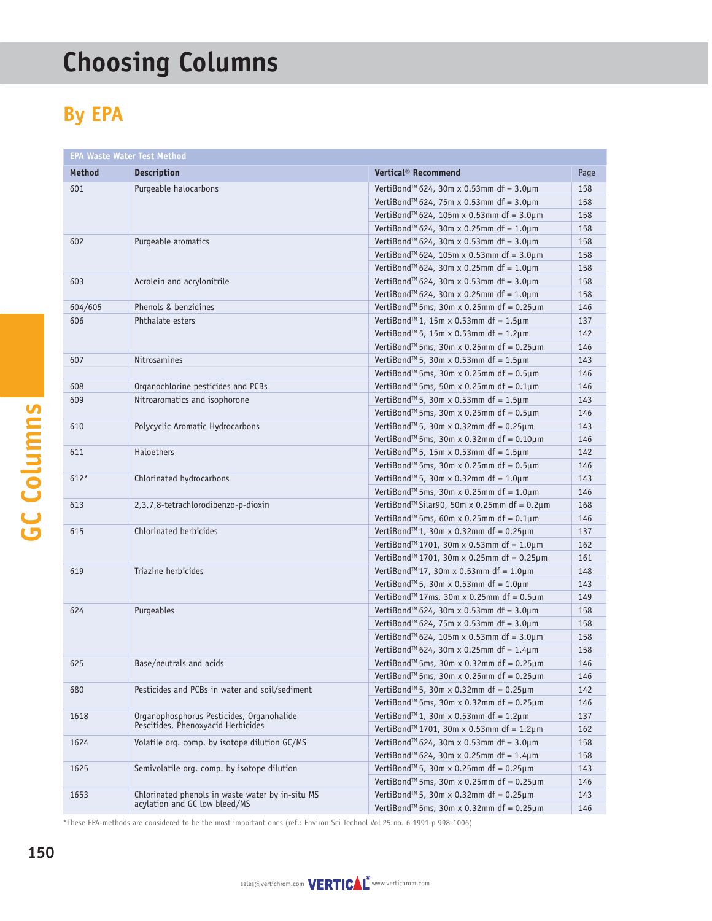# Choosing Columns

## By EPA

| EPA Waste Water Test Method | | | |
|---|---|---|---|
| **Method** | **Description** | **Vertical® Recommend** | **Page** |
| 601 | Purgeable halocarbons | VertiBond™ 624, 30m x 0.53mm df = 3.0µm | 158 |
| | | VertiBond™ 624, 75m x 0.53mm df = 3.0µm | 158 |
| | | VertiBond™ 624, 105m x 0.53mm df = 3.0µm | 158 |
| | | VertiBond™ 624, 30m x 0.25mm df = 1.0µm | 158 |
| 602 | Purgeable aromatics | VertiBond™ 624, 30m x 0.53mm df = 3.0µm | 158 |
| | | VertiBond™ 624, 105m x 0.53mm df = 3.0µm | 158 |
| | | VertiBond™ 624, 30m x 0.25mm df = 1.0µm | 158 |
| 603 | Acrolein and acrylonitrile | VertiBond™ 624, 30m x 0.53mm df = 3.0µm | 158 |
| | | VertiBond™ 624, 30m x 0.25mm df = 1.0µm | 158 |
| 604/605 | Phenols & benzidines | VertiBond™ 5ms, 30m x 0.25mm df = 0.25µm | 146 |
| 606 | Phthalate esters | VertiBond™ 1, 15m x 0.53mm df = 1.5µm | 137 |
| | | VertiBond™ 5, 15m x 0.53mm df = 1.2µm | 142 |
| | | VertiBond™ 5ms, 30m x 0.25mm df = 0.25µm | 146 |
| 607 | Nitrosamines | VertiBond™ 5, 30m x 0.53mm df = 1.5µm | 143 |
| | | VertiBond™ 5ms, 30m x 0.25mm df = 0.5µm | 146 |
| 608 | Organochlorine pesticides and PCBs | VertiBond™ 5ms, 50m x 0.25mm df = 0.1µm | 146 |
| 609 | Nitroaromatics and isophorone | VertiBond™ 5, 30m x 0.53mm df = 1.5µm | 143 |
| | | VertiBond™ 5ms, 30m x 0.25mm df = 0.5µm | 146 |
| 610 | Polycyclic Aromatic Hydrocarbons | VertiBond™ 5, 30m x 0.32mm df = 0.25µm | 143 |
| | | VertiBond™ 5ms, 30m x 0.32mm df = 0.10µm | 146 |
| 611 | Haloethers | VertiBond™ 5, 15m x 0.53mm df = 1.5µm | 142 |
| | | VertiBond™ 5ms, 30m x 0.25mm df = 0.5µm | 146 |
| 612* | Chlorinated hydrocarbons | VertiBond™ 5, 30m x 0.32mm df = 1.0µm | 143 |
| | | VertiBond™ 5ms, 30m x 0.25mm df = 1.0µm | 146 |
| 613 | 2,3,7,8-tetrachlorodibenzo-p-dioxin | VertiBond™ Silar90, 50m x 0.25mm df = 0.2µm | 168 |
| | | VertiBond™ 5ms, 60m x 0.25mm df = 0.1µm | 146 |
| 615 | Chlorinated herbicides | VertiBond™ 1, 30m x 0.32mm df = 0.25µm | 137 |
| | | VertiBond™ 1701, 30m x 0.53mm df = 1.0µm | 162 |
| | | VertiBond™ 1701, 30m x 0.25mm df = 0.25µm | 161 |
| 619 | Triazine herbicides | VertiBond™ 17, 30m x 0.53mm df = 1.0µm | 148 |
| | | VertiBond™ 5, 30m x 0.53mm df = 1.0µm | 143 |
| | | VertiBond™ 17ms, 30m x 0.25mm df = 0.5µm | 149 |
| 624 | Purgeables | VertiBond™ 624, 30m x 0.53mm df = 3.0µm | 158 |
| | | VertiBond™ 624, 75m x 0.53mm df = 3.0µm | 158 |
| | | VertiBond™ 624, 105m x 0.53mm df = 3.0µm | 158 |
| | | VertiBond™ 624, 30m x 0.25mm df = 1.4µm | 158 |
| 625 | Base/neutrals and acids | VertiBond™ 5ms, 30m x 0.32mm df = 0.25µm | 146 |
| | | VertiBond™ 5ms, 30m x 0.25mm df = 0.25µm | 146 |
| 680 | Pesticides and PCBs in water and soil/sediment | VertiBond™ 5, 30m x 0.32mm df = 0.25µm | 142 |
| | | VertiBond™ 5ms, 30m x 0.32mm df = 0.25µm | 146 |
| 1618 | Organophosphorus Pesticides, Organohalide Pescitides, Phenoxyacid Herbicides | VertiBond™ 1, 30m x 0.53mm df = 1.2µm | 137 |
| | | VertiBond™ 1701, 30m x 0.53mm df = 1.2µm | 162 |
| 1624 | Volatile org. comp. by isotope dilution GC/MS | VertiBond™ 624, 30m x 0.53mm df = 3.0µm | 158 |
| | | VertiBond™ 624, 30m x 0.25mm df = 1.4µm | 158 |
| 1625 | Semivolatile org. comp. by isotope dilution | VertiBond™ 5, 30m x 0.25mm df = 0.25µm | 143 |
| | | VertiBond™ 5ms, 30m x 0.25mm df = 0.25µm | 146 |
| 1653 | Chlorinated phenols in waste water by in-situ MS acylation and GC low bleed/MS | VertiBond™ 5, 30m x 0.32mm df = 0.25µm | 143 |
| | | VertiBond™ 5ms, 30m x 0.32mm df = 0.25µm | 146 |

*These EPA-methods are considered to be the most important ones (ref.: Environ Sci Technol Vol 25 no. 6 1991 p 998-1006)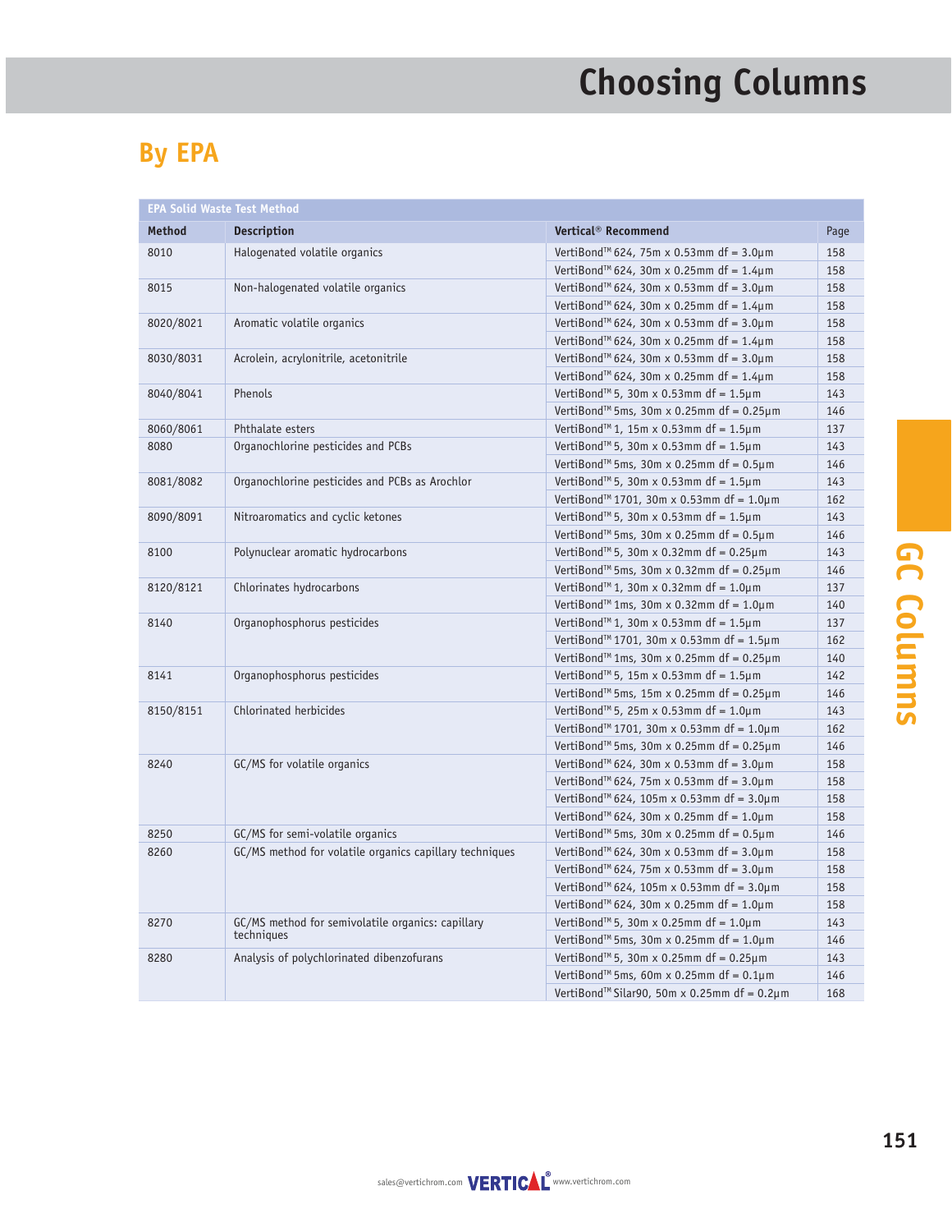# Choosing Columns

## By EPA

| EPA Solid Waste Test Method | | | |
|---|---|---|---|
| **Method** | **Description** | **Vertical® Recommend** | **Page** |
| 8010 | Halogenated volatile organics | VertiBond™ 624, 75m x 0.53mm df = 3.0µm | 158 |
| | | VertiBond™ 624, 30m x 0.25mm df = 1.4µm | 158 |
| 8015 | Non-halogenated volatile organics | VertiBond™ 624, 30m x 0.53mm df = 3.0µm | 158 |
| | | VertiBond™ 624, 30m x 0.25mm df = 1.4µm | 158 |
| 8020/8021 | Aromatic volatile organics | VertiBond™ 624, 30m x 0.53mm df = 3.0µm | 158 |
| | | VertiBond™ 624, 30m x 0.25mm df = 1.4µm | 158 |
| 8030/8031 | Acrolein, acrylonitrile, acetonitrile | VertiBond™ 624, 30m x 0.53mm df = 3.0µm | 158 |
| | | VertiBond™ 624, 30m x 0.25mm df = 1.4µm | 158 |
| 8040/8041 | Phenols | VertiBond™ 5, 30m x 0.53mm df = 1.5µm | 143 |
| | | VertiBond™ 5ms, 30m x 0.25mm df = 0.25µm | 146 |
| 8060/8061 | Phthalate esters | VertiBond™ 1, 15m x 0.53mm df = 1.5µm | 137 |
| 8080 | Organochlorine pesticides and PCBs | VertiBond™ 5, 30m x 0.53mm df = 1.5µm | 143 |
| | | VertiBond™ 5ms, 30m x 0.25mm df = 0.5µm | 146 |
| 8081/8082 | Organochlorine pesticides and PCBs as Arochlor | VertiBond™ 5, 30m x 0.53mm df = 1.5µm | 143 |
| | | VertiBond™ 1701, 30m x 0.53mm df = 1.0µm | 162 |
| 8090/8091 | Nitroaromatics and cyclic ketones | VertiBond™ 5, 30m x 0.53mm df = 1.5µm | 143 |
| | | VertiBond™ 5ms, 30m x 0.25mm df = 0.5µm | 146 |
| 8100 | Polynuclear aromatic hydrocarbons | VertiBond™ 5, 30m x 0.32mm df = 0.25µm | 143 |
| | | VertiBond™ 5ms, 30m x 0.32mm df = 0.25µm | 146 |
| 8120/8121 | Chlorinates hydrocarbons | VertiBond™ 1, 30m x 0.32mm df = 1.0µm | 137 |
| | | VertiBond™ 1ms, 30m x 0.32mm df = 1.0µm | 140 |
| 8140 | Organophosphorus pesticides | VertiBond™ 1, 30m x 0.53mm df = 1.5µm | 137 |
| | | VertiBond™ 1701, 30m x 0.53mm df = 1.5µm | 162 |
| | | VertiBond™ 1ms, 30m x 0.25mm df = 0.25µm | 140 |
| 8141 | Organophosphorus pesticides | VertiBond™ 5, 15m x 0.53mm df = 1.5µm | 142 |
| | | VertiBond™ 5ms, 15m x 0.25mm df = 0.25µm | 146 |
| 8150/8151 | Chlorinated herbicides | VertiBond™ 5, 25m x 0.53mm df = 1.0µm | 143 |
| | | VertiBond™ 1701, 30m x 0.53mm df = 1.0µm | 162 |
| | | VertiBond™ 5ms, 30m x 0.25mm df = 0.25µm | 146 |
| 8240 | GC/MS for volatile organics | VertiBond™ 624, 30m x 0.53mm df = 3.0µm | 158 |
| | | VertiBond™ 624, 75m x 0.53mm df = 3.0µm | 158 |
| | | VertiBond™ 624, 105m x 0.53mm df = 3.0µm | 158 |
| | | VertiBond™ 624, 30m x 0.25mm df = 1.0µm | 158 |
| 8250 | GC/MS for semi-volatile organics | VertiBond™ 5ms, 30m x 0.25mm df = 0.5µm | 146 |
| 8260 | GC/MS method for volatile organics capillary techniques | VertiBond™ 624, 30m x 0.53mm df = 3.0µm | 158 |
| | | VertiBond™ 624, 75m x 0.53mm df = 3.0µm | 158 |
| | | VertiBond™ 624, 105m x 0.53mm df = 3.0µm | 158 |
| | | VertiBond™ 624, 30m x 0.25mm df = 1.0µm | 158 |
| 8270 | GC/MS method for semivolatile organics: capillary techniques | VertiBond™ 5, 30m x 0.25mm df = 1.0µm | 143 |
| | | VertiBond™ 5ms, 30m x 0.25mm df = 1.0µm | 146 |
| 8280 | Analysis of polychlorinated dibenzofurans | VertiBond™ 5, 30m x 0.25mm df = 0.25µm | 143 |
| | | VertiBond™ 5ms, 60m x 0.25mm df = 0.1µm | 146 |
| | | VertiBond™ Silar90, 50m x 0.25mm df = 0.2µm | 168 |

GC Columns

sales@vertichrom.com VERTICAL® www.vertichrom.com